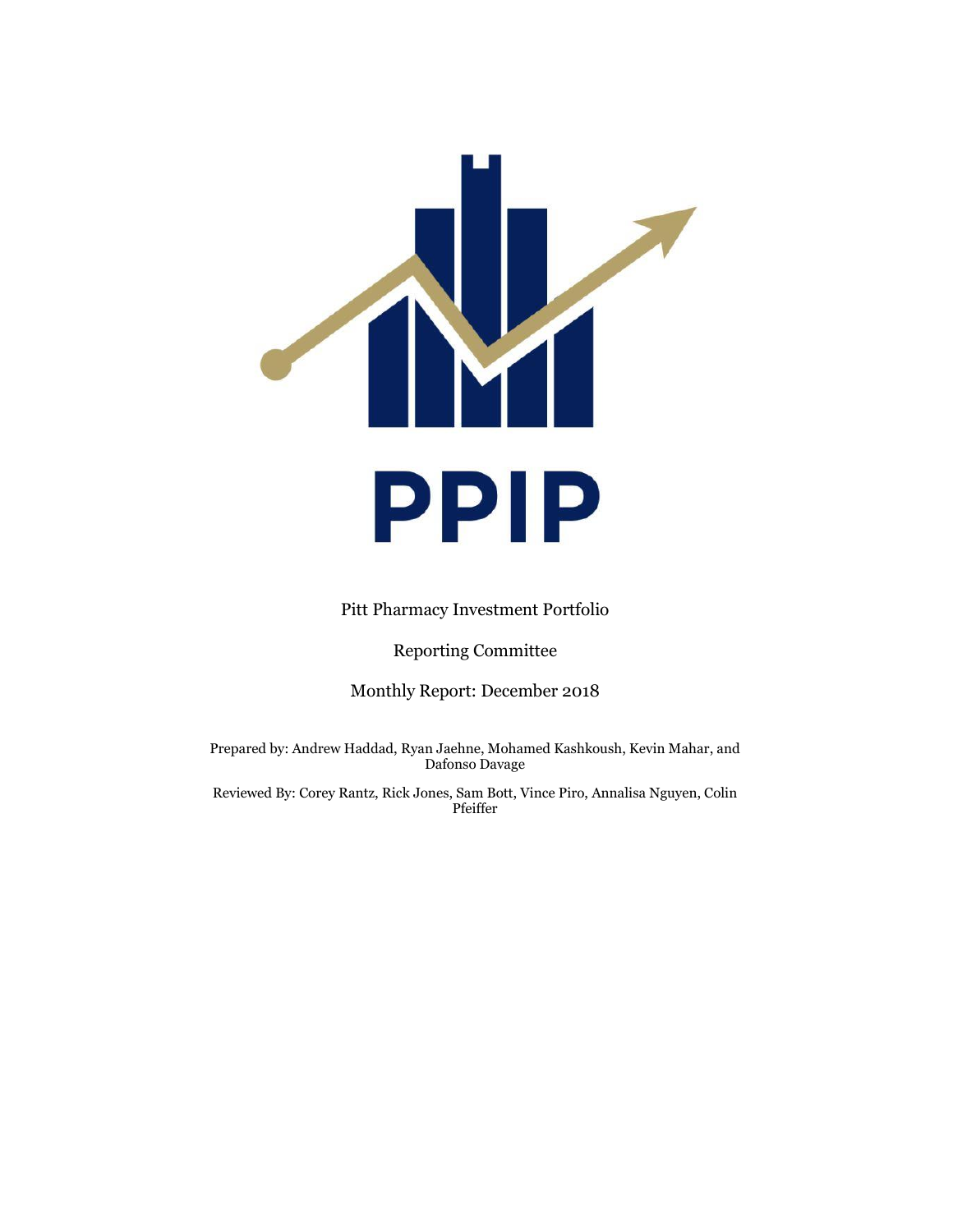# PPIP

Pitt Pharmacy Investment Portfolio

Reporting Committee

Monthly Report: December 2018

Prepared by: Andrew Haddad, Ryan Jaehne, Mohamed Kashkoush, Kevin Mahar, and Dafonso Davage

Reviewed By: Corey Rantz, Rick Jones, Sam Bott, Vince Piro, Annalisa Nguyen, Colin Pfeiffer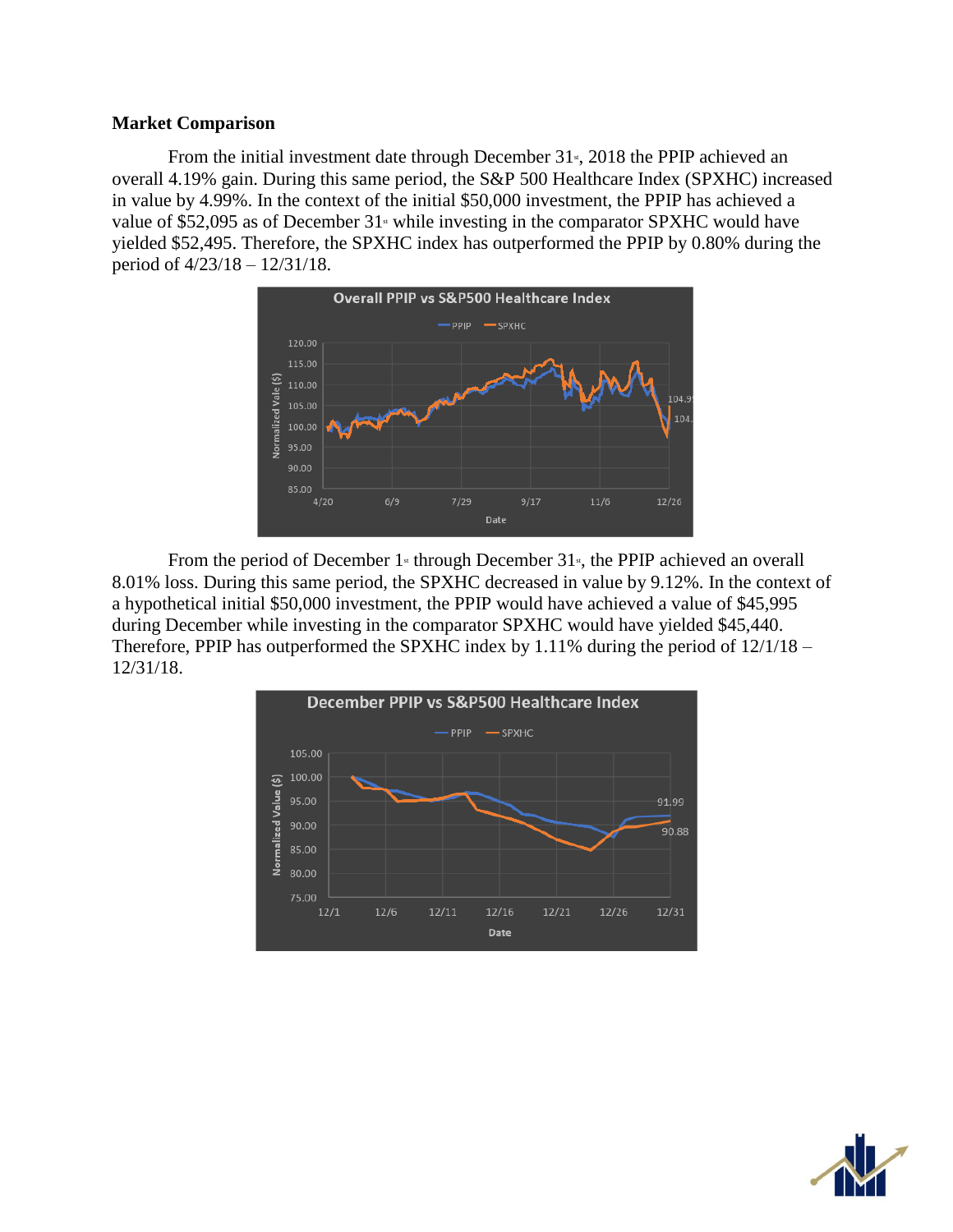**Market Comparison**

From the initial investment date through December 31st, 2018 the PPIP achieved an overall 4.19% gain. During this same period, the S&P 500 Healthcare Index (SPXHC) increased in value by 4.99%. In the context of the initial $50,000 investment, the PPIP has achieved a value of $52,095 as of December 31st while investing in the comparator SPXHC would have yielded $52,495. Therefore, the SPXHC index has outperformed the PPIP by 0.80% during the period of 4/23/18 – 12/31/18.

From the period of December 1st through December 31st, the PPIP achieved an overall 8.01% loss. During this same period, the SPXHC decreased in value by 9.12%. In the context of a hypothetical initial $50,000 investment, the PPIP would have achieved a value of $45,995 during December while investing in the comparator SPXHC would have yielded $45,440. Therefore, PPIP has outperformed the SPXHC index by 1.11% during the period of 12/1/18 – 12/31/18.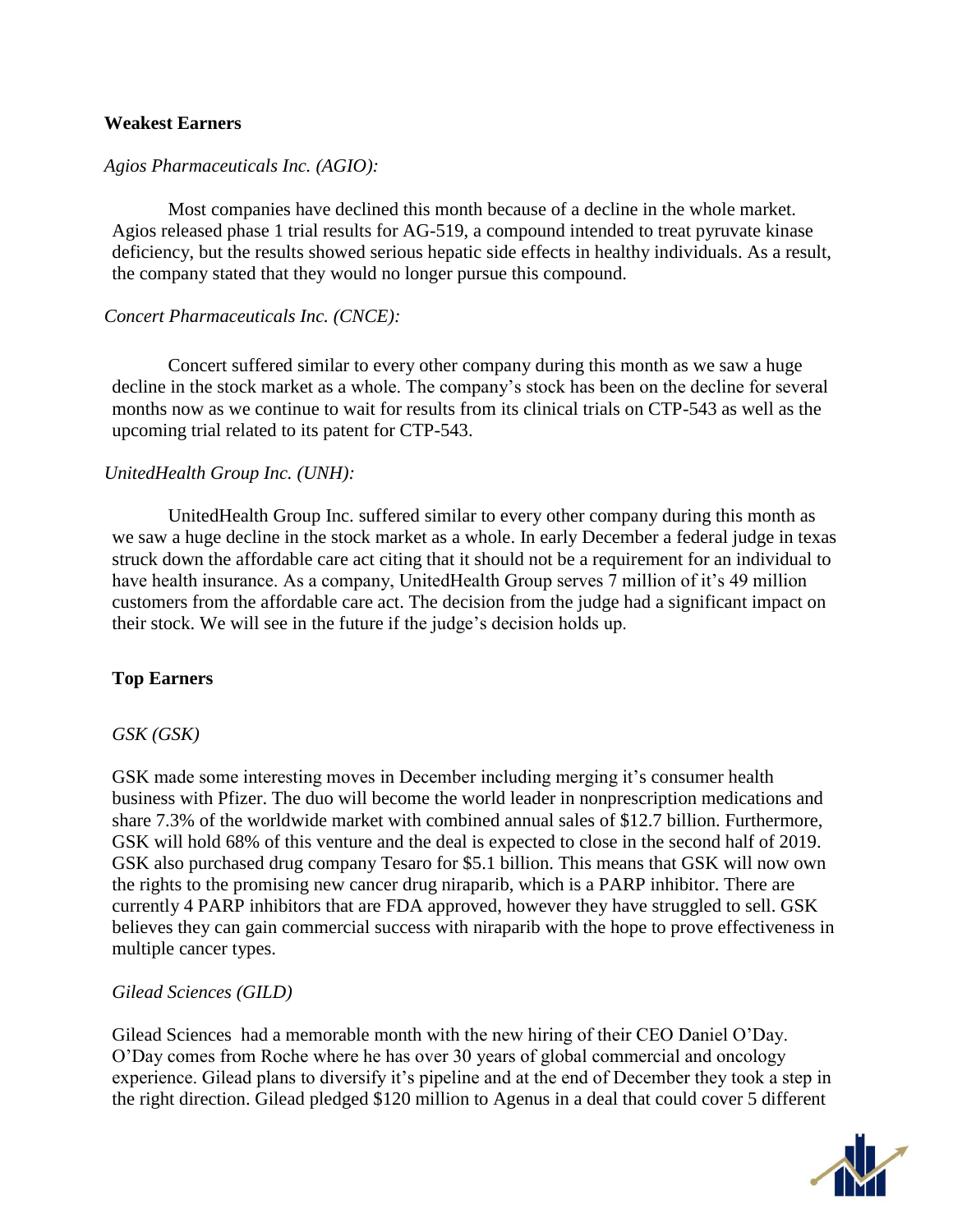## Weakest Earners

*Agios Pharmaceuticals Inc. (AGIO):*

Most companies have declined this month because of a decline in the whole market. Agios released phase 1 trial results for AG-519, a compound intended to treat pyruvate kinase deficiency, but the results showed serious hepatic side effects in healthy individuals. As a result, the company stated that they would no longer pursue this compound.

*Concert Pharmaceuticals Inc. (CNCE):*

Concert suffered similar to every other company during this month as we saw a huge decline in the stock market as a whole. The company's stock has been on the decline for several months now as we continue to wait for results from its clinical trials on CTP-543 as well as the upcoming trial related to its patent for CTP-543.

*UnitedHealth Group Inc. (UNH):*

UnitedHealth Group Inc. suffered similar to every other company during this month as we saw a huge decline in the stock market as a whole. In early December a federal judge in texas struck down the affordable care act citing that it should not be a requirement for an individual to have health insurance. As a company, UnitedHealth Group serves 7 million of it's 49 million customers from the affordable care act. The decision from the judge had a significant impact on their stock. We will see in the future if the judge's decision holds up.

## Top Earners

*GSK (GSK)*

GSK made some interesting moves in December including merging it's consumer health business with Pfizer. The duo will become the world leader in nonprescription medications and share 7.3% of the worldwide market with combined annual sales of $12.7 billion. Furthermore, GSK will hold 68% of this venture and the deal is expected to close in the second half of 2019. GSK also purchased drug company Tesaro for $5.1 billion. This means that GSK will now own the rights to the promising new cancer drug niraparib, which is a PARP inhibitor. There are currently 4 PARP inhibitors that are FDA approved, however they have struggled to sell. GSK believes they can gain commercial success with niraparib with the hope to prove effectiveness in multiple cancer types.

*Gilead Sciences (GILD)*

Gilead Sciences had a memorable month with the new hiring of their CEO Daniel O'Day. O'Day comes from Roche where he has over 30 years of global commercial and oncology experience. Gilead plans to diversify it's pipeline and at the end of December they took a step in the right direction. Gilead pledged $120 million to Agenus in a deal that could cover 5 different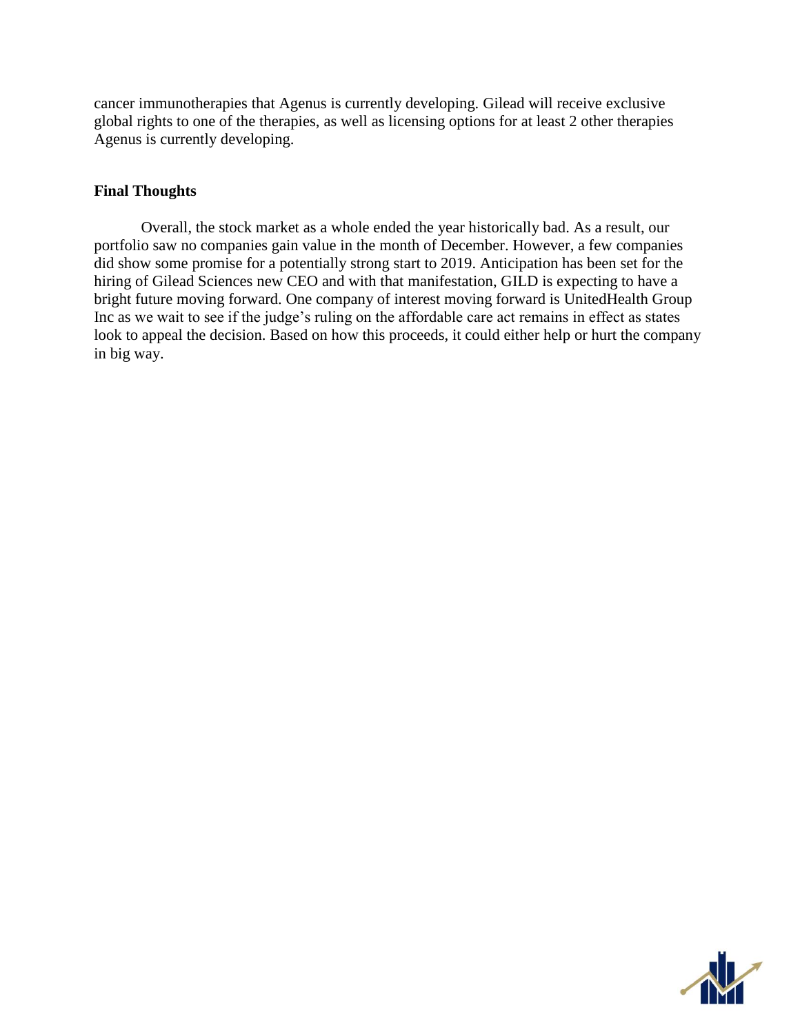cancer immunotherapies that Agenus is currently developing. Gilead will receive exclusive global rights to one of the therapies, as well as licensing options for at least 2 other therapies Agenus is currently developing.

**Final Thoughts**

Overall, the stock market as a whole ended the year historically bad. As a result, our portfolio saw no companies gain value in the month of December. However, a few companies did show some promise for a potentially strong start to 2019. Anticipation has been set for the hiring of Gilead Sciences new CEO and with that manifestation, GILD is expecting to have a bright future moving forward. One company of interest moving forward is UnitedHealth Group Inc as we wait to see if the judge's ruling on the affordable care act remains in effect as states look to appeal the decision. Based on how this proceeds, it could either help or hurt the company in big way.